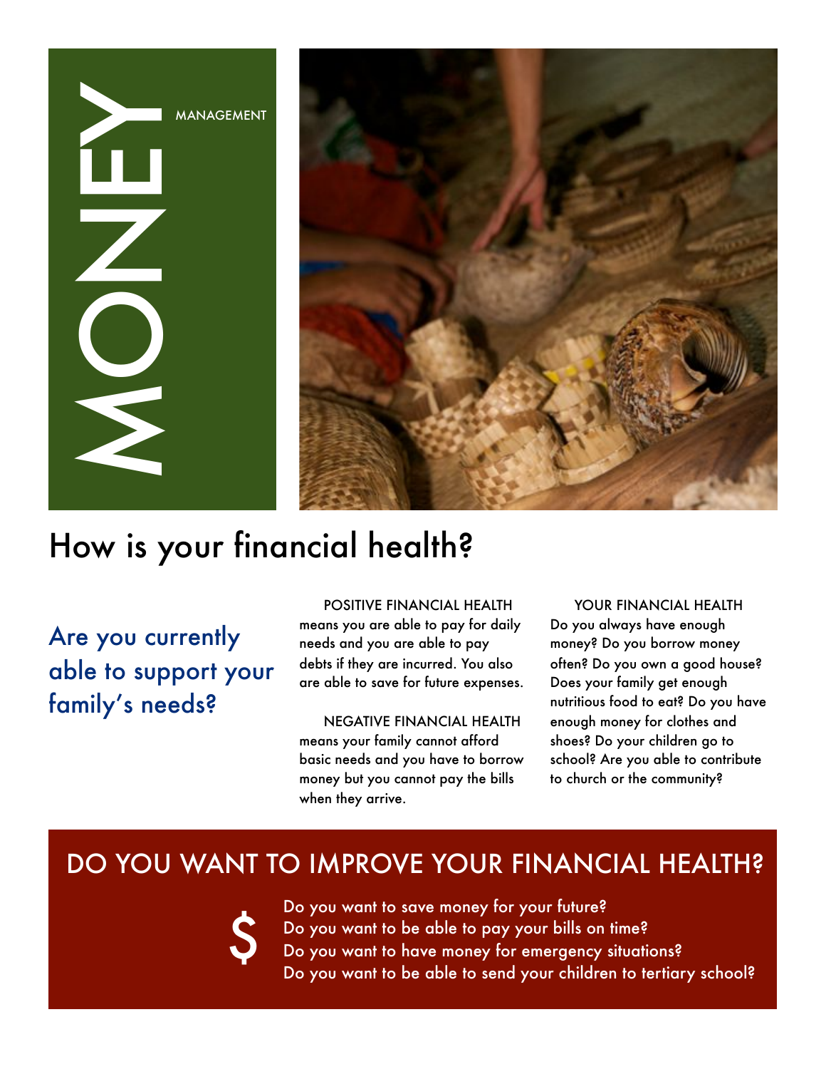# MONEY MANAGEMENT

## How is your financial health?

### Are you currently able to support your family's needs?

POSITIVE FINANCIAL HEALTH means you are able to pay for daily needs and you are able to pay debts if they are incurred. You also are able to save for future expenses.

NEGATIVE FINANCIAL HEALTH means your family cannot afford basic needs and you have to borrow money but you cannot pay the bills when they arrive.

YOUR FINANCIAL HEALTH Do you always have enough money? Do you borrow money often? Do you own a good house? Does your family get enough nutritious food to eat? Do you have enough money for clothes and shoes? Do your children go to school? Are you able to contribute to church or the community?

## DO YOU WANT TO IMPROVE YOUR FINANCIAL HEALTH?

$

Do you want to save money for your future?
Do you want to be able to pay your bills on time?
Do you want to have money for emergency situations?
Do you want to be able to send your children to tertiary school?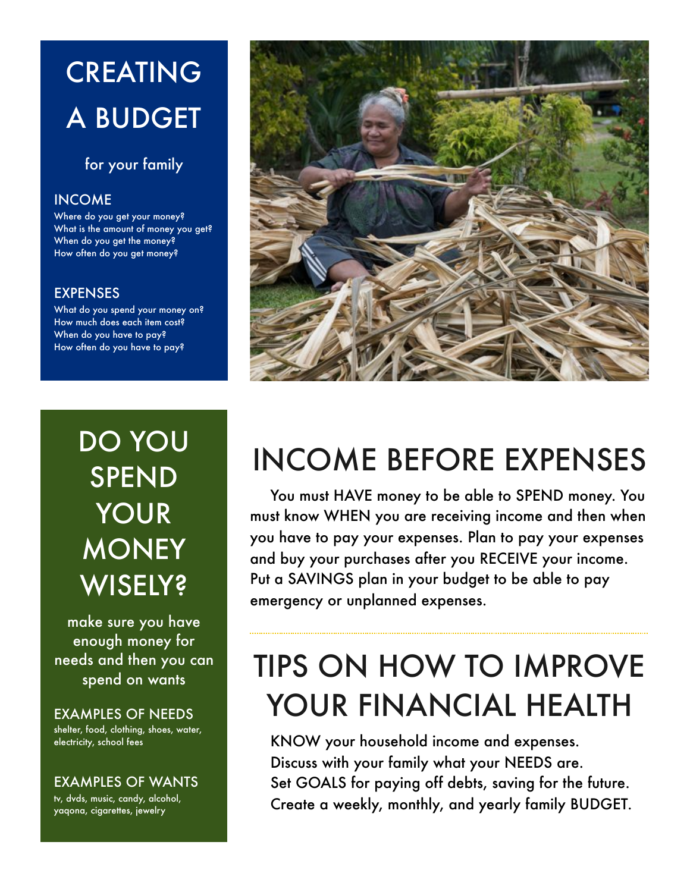# CREATING A BUDGET

for your family

## INCOME

Where do you get your money?
What is the amount of money you get?
When do you get the money?
How often do you get money?

## EXPENSES

What do you spend your money on?
How much does each item cost?
When do you have to pay?
How often do you have to pay?

# DO YOU SPEND YOUR MONEY WISELY?

make sure you have enough money for needs and then you can spend on wants

## EXAMPLES OF NEEDS

shelter, food, clothing, shoes, water, electricity, school fees

## EXAMPLES OF WANTS

tv, dvds, music, candy, alcohol, yaqona, cigarettes, jewelry

# INCOME BEFORE EXPENSES

You must HAVE money to be able to SPEND money. You must know WHEN you are receiving income and then when you have to pay your expenses. Plan to pay your expenses and buy your purchases after you RECEIVE your income. Put a SAVINGS plan in your budget to be able to pay emergency or unplanned expenses.

---

# TIPS ON HOW TO IMPROVE YOUR FINANCIAL HEALTH

KNOW your household income and expenses.
Discuss with your family what your NEEDS are.
Set GOALS for paying off debts, saving for the future.
Create a weekly, monthly, and yearly family BUDGET.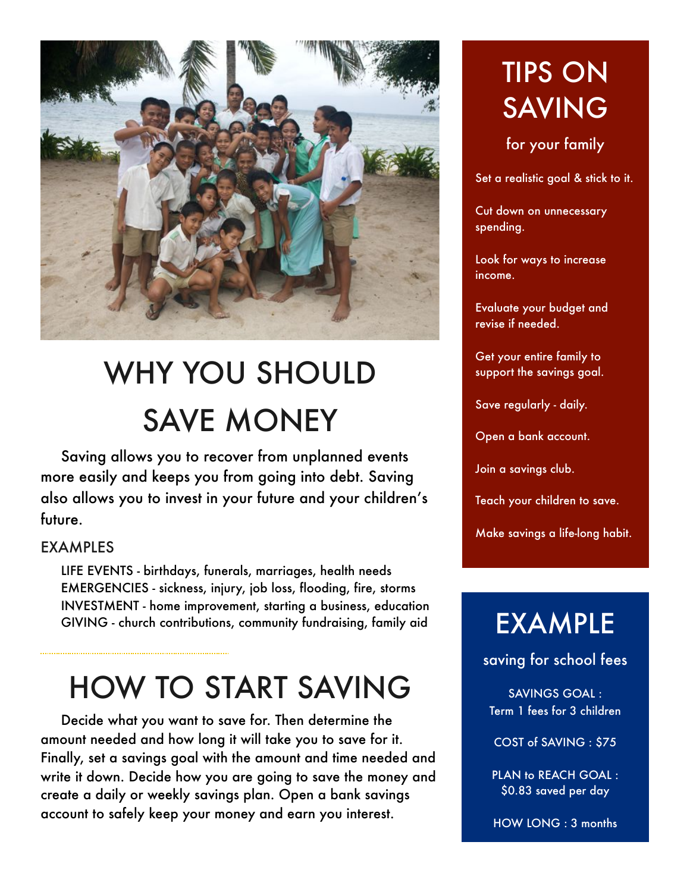# WHY YOU SHOULD SAVE MONEY

Saving allows you to recover from unplanned events more easily and keeps you from going into debt. Saving also allows you to invest in your future and your children's future.

EXAMPLES

LIFE EVENTS - birthdays, funerals, marriages, health needs
EMERGENCIES - sickness, injury, job loss, flooding, fire, storms
INVESTMENT - home improvement, starting a business, education
GIVING - church contributions, community fundraising, family aid

# HOW TO START SAVING

Decide what you want to save for. Then determine the amount needed and how long it will take you to save for it. Finally, set a savings goal with the amount and time needed and write it down. Decide how you are going to save the money and create a daily or weekly savings plan. Open a bank savings account to safely keep your money and earn you interest.

## TIPS ON SAVING

for your family

Set a realistic goal & stick to it.

Cut down on unnecessary spending.

Look for ways to increase income.

Evaluate your budget and revise if needed.

Get your entire family to support the savings goal.

Save regularly - daily.

Open a bank account.

Join a savings club.

Teach your children to save.

Make savings a life-long habit.

## EXAMPLE

saving for school fees

SAVINGS GOAL : Term 1 fees for 3 children

COST of SAVING : $75

PLAN to REACH GOAL : $0.83 saved per day

HOW LONG : 3 months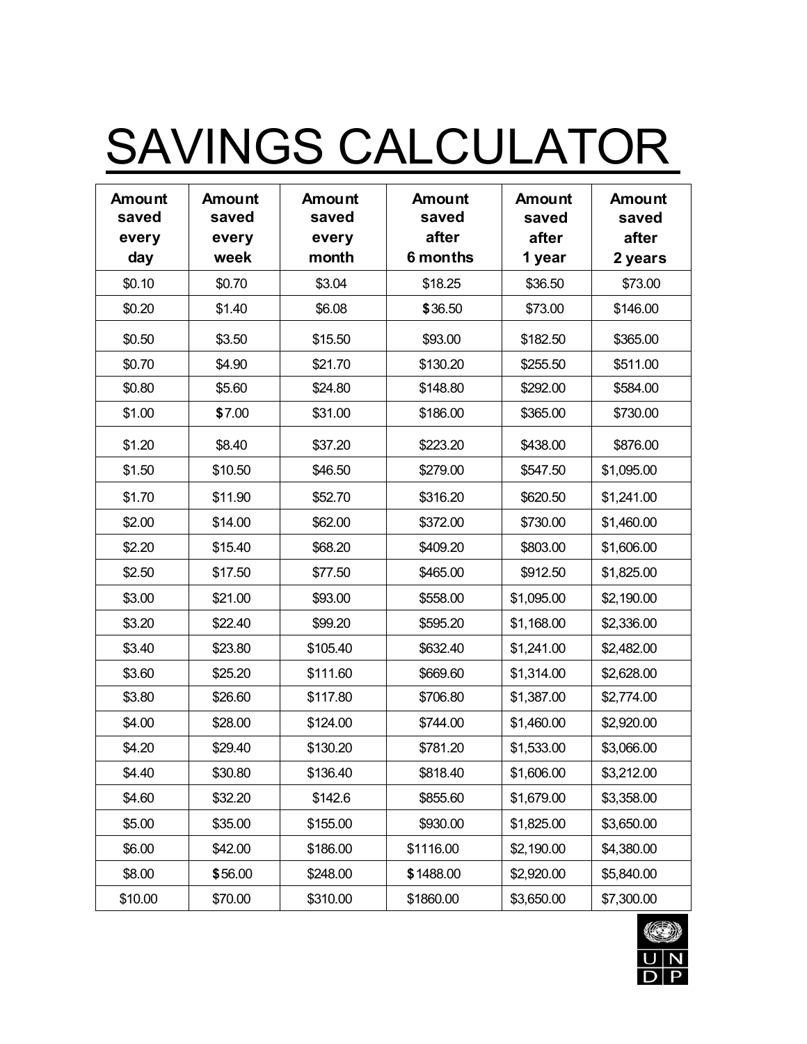# SAVINGS CALCULATOR

| Amount saved every day | Amount saved every week | Amount saved every month | Amount saved after 6 months | Amount saved after 1 year | Amount saved after 2 years |
|---|---|---|---|---|---|
| $0.10 | $0.70 | $3.04 | $18.25 | $36.50 | $73.00 |
| $0.20 | $1.40 | $6.08 | $36.50 | $73.00 | $146.00 |
| $0.50 | $3.50 | $15.50 | $93.00 | $182.50 | $365.00 |
| $0.70 | $4.90 | $21.70 | $130.20 | $255.50 | $511.00 |
| $0.80 | $5.60 | $24.80 | $148.80 | $292.00 | $584.00 |
| $1.00 | $7.00 | $31.00 | $186.00 | $365.00 | $730.00 |
| $1.20 | $8.40 | $37.20 | $223.20 | $438.00 | $876.00 |
| $1.50 | $10.50 | $46.50 | $279.00 | $547.50 | $1,095.00 |
| $1.70 | $11.90 | $52.70 | $316.20 | $620.50 | $1,241.00 |
| $2.00 | $14.00 | $62.00 | $372.00 | $730.00 | $1,460.00 |
| $2.20 | $15.40 | $68.20 | $409.20 | $803.00 | $1,606.00 |
| $2.50 | $17.50 | $77.50 | $465.00 | $912.50 | $1,825.00 |
| $3.00 | $21.00 | $93.00 | $558.00 | $1,095.00 | $2,190.00 |
| $3.20 | $22.40 | $99.20 | $595.20 | $1,168.00 | $2,336.00 |
| $3.40 | $23.80 | $105.40 | $632.40 | $1,241.00 | $2,482.00 |
| $3.60 | $25.20 | $111.60 | $669.60 | $1,314.00 | $2,628.00 |
| $3.80 | $26.60 | $117.80 | $706.80 | $1,387.00 | $2,774.00 |
| $4.00 | $28.00 | $124.00 | $744.00 | $1,460.00 | $2,920.00 |
| $4.20 | $29.40 | $130.20 | $781.20 | $1,533.00 | $3,066.00 |
| $4.40 | $30.80 | $136.40 | $818.40 | $1,606.00 | $3,212.00 |
| $4.60 | $32.20 | $142.6 | $855.60 | $1,679.00 | $3,358.00 |
| $5.00 | $35.00 | $155.00 | $930.00 | $1,825.00 | $3,650.00 |
| $6.00 | $42.00 | $186.00 | $1116.00 | $2,190.00 | $4,380.00 |
| $8.00 | $56.00 | $248.00 | $1488.00 | $2,920.00 | $5,840.00 |
| $10.00 | $70.00 | $310.00 | $1860.00 | $3,650.00 | $7,300.00 |

UNDP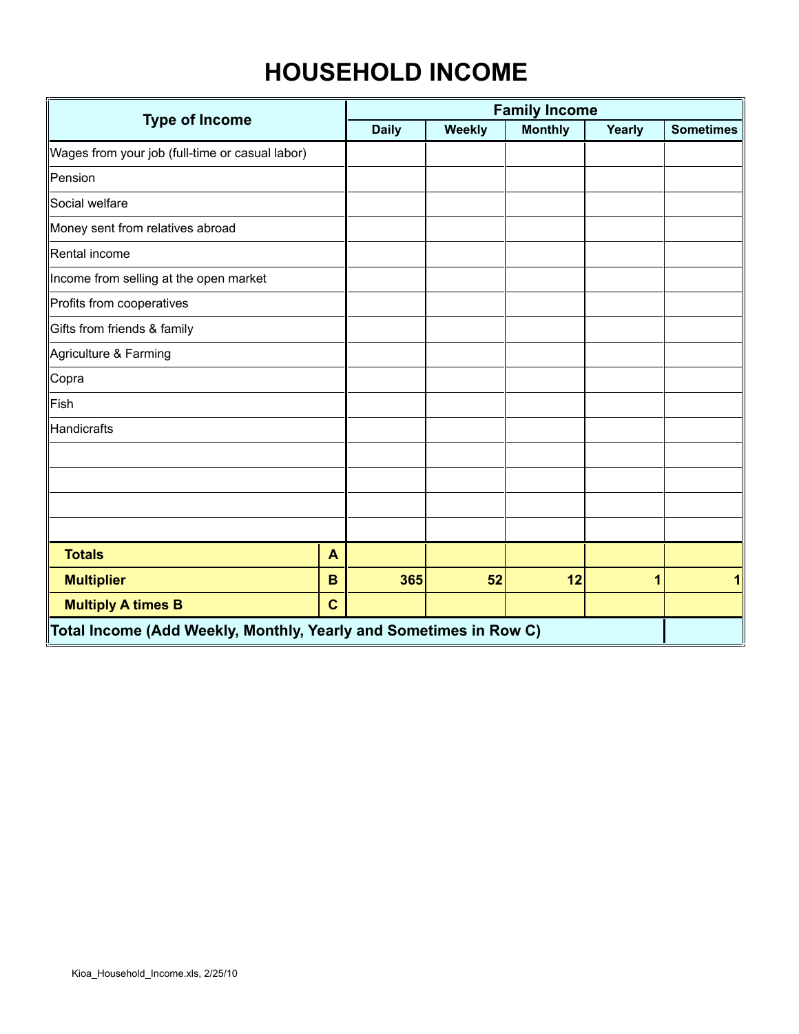# HOUSEHOLD INCOME

| Type of Income | | Family Income | | | | |
|---|---|---|---|---|---|---|
| | | Daily | Weekly | Monthly | Yearly | Sometimes |
| Wages from your job (full-time or casual labor) | | | | | | |
| Pension | | | | | | |
| Social welfare | | | | | | |
| Money sent from relatives abroad | | | | | | |
| Rental income | | | | | | |
| Income from selling at the open market | | | | | | |
| Profits from cooperatives | | | | | | |
| Gifts from friends & family | | | | | | |
| Agriculture & Farming | | | | | | |
| Copra | | | | | | |
| Fish | | | | | | |
| Handicrafts | | | | | | |
| | | | | | | |
| | | | | | | |
| | | | | | | |
| | | | | | | |
| **Totals** | **A** | | | | | |
| **Multiplier** | **B** | **365** | **52** | **12** | **1** | **1** |
| **Multiply A times B** | **C** | | | | | |
| **Total Income (Add Weekly, Monthly, Yearly and Sometimes in Row C)** | | | | | | |

Kioa_Household_Income.xls, 2/25/10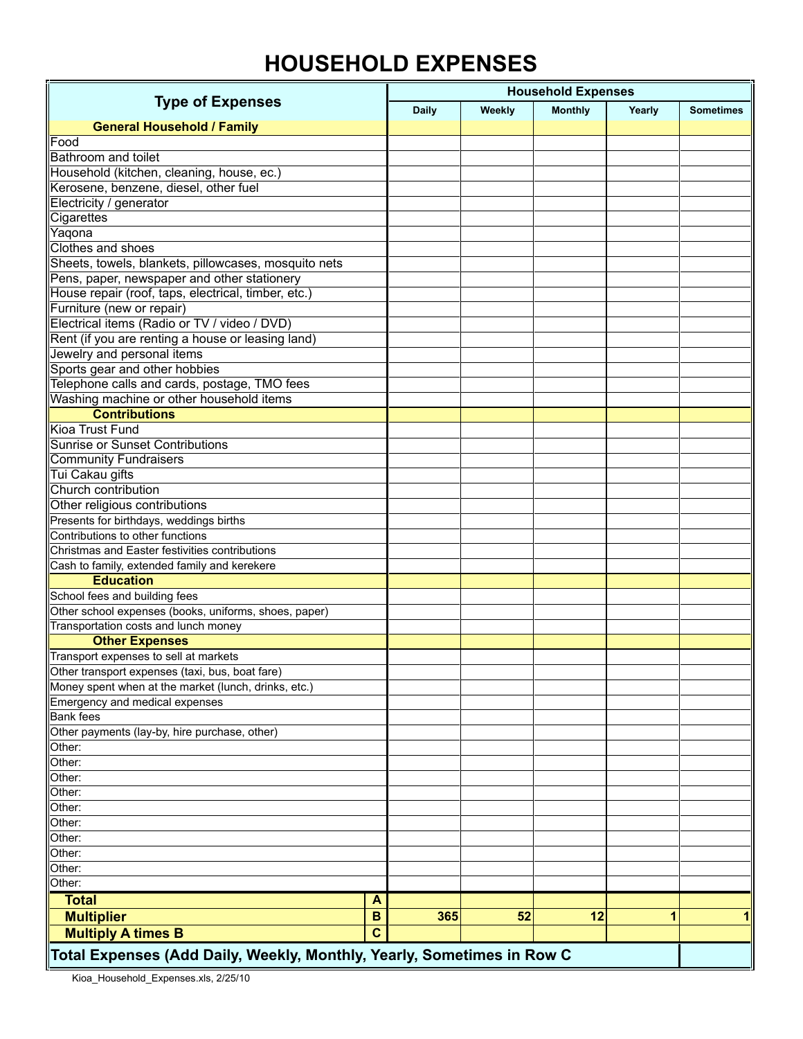# HOUSEHOLD EXPENSES

| Type of Expenses | | Household Expenses | | | | |
|---|---|---|---|---|---|---|
| | | Daily | Weekly | Monthly | Yearly | Sometimes |
| **General Household / Family** | | | | | | |
| Food | | | | | | |
| Bathroom and toilet | | | | | | |
| Household (kitchen, cleaning, house, ec.) | | | | | | |
| Kerosene, benzene, diesel, other fuel | | | | | | |
| Electricity / generator | | | | | | |
| Cigarettes | | | | | | |
| Yaqona | | | | | | |
| Clothes and shoes | | | | | | |
| Sheets, towels, blankets, pillowcases, mosquito nets | | | | | | |
| Pens, paper, newspaper and other stationery | | | | | | |
| House repair (roof, taps, electrical, timber, etc.) | | | | | | |
| Furniture (new or repair) | | | | | | |
| Electrical items (Radio or TV / video / DVD) | | | | | | |
| Rent (if you are renting a house or leasing land) | | | | | | |
| Jewelry and personal items | | | | | | |
| Sports gear and other hobbies | | | | | | |
| Telephone calls and cards, postage, TMO fees | | | | | | |
| Washing machine or other household items | | | | | | |
| **Contributions** | | | | | | |
| Kioa Trust Fund | | | | | | |
| Sunrise or Sunset Contributions | | | | | | |
| Community Fundraisers | | | | | | |
| Tui Cakau gifts | | | | | | |
| Church contribution | | | | | | |
| Other religious contributions | | | | | | |
| Presents for birthdays, weddings births | | | | | | |
| Contributions to other functions | | | | | | |
| Christmas and Easter festivities contributions | | | | | | |
| Cash to family, extended family and kerekere | | | | | | |
| **Education** | | | | | | |
| School fees and building fees | | | | | | |
| Other school expenses (books, uniforms, shoes, paper) | | | | | | |
| Transportation costs and lunch money | | | | | | |
| **Other Expenses** | | | | | | |
| Transport expenses to sell at markets | | | | | | |
| Other transport expenses (taxi, bus, boat fare) | | | | | | |
| Money spent when at the market (lunch, drinks, etc.) | | | | | | |
| Emergency and medical expenses | | | | | | |
| Bank fees | | | | | | |
| Other payments (lay-by, hire purchase, other) | | | | | | |
| Other: | | | | | | |
| Other: | | | | | | |
| Other: | | | | | | |
| Other: | | | | | | |
| Other: | | | | | | |
| Other: | | | | | | |
| Other: | | | | | | |
| Other: | | | | | | |
| Other: | | | | | | |
| Other: | | | | | | |
| **Total** | **A** | | | | | |
| **Multiplier** | **B** | **365** | **52** | **12** | **1** | **1** |
| **Multiply A times B** | **C** | | | | | |
| **Total Expenses (Add Daily, Weekly, Monthly, Yearly, Sometimes in Row C** | | | | | | |

Kioa_Household_Expenses.xls, 2/25/10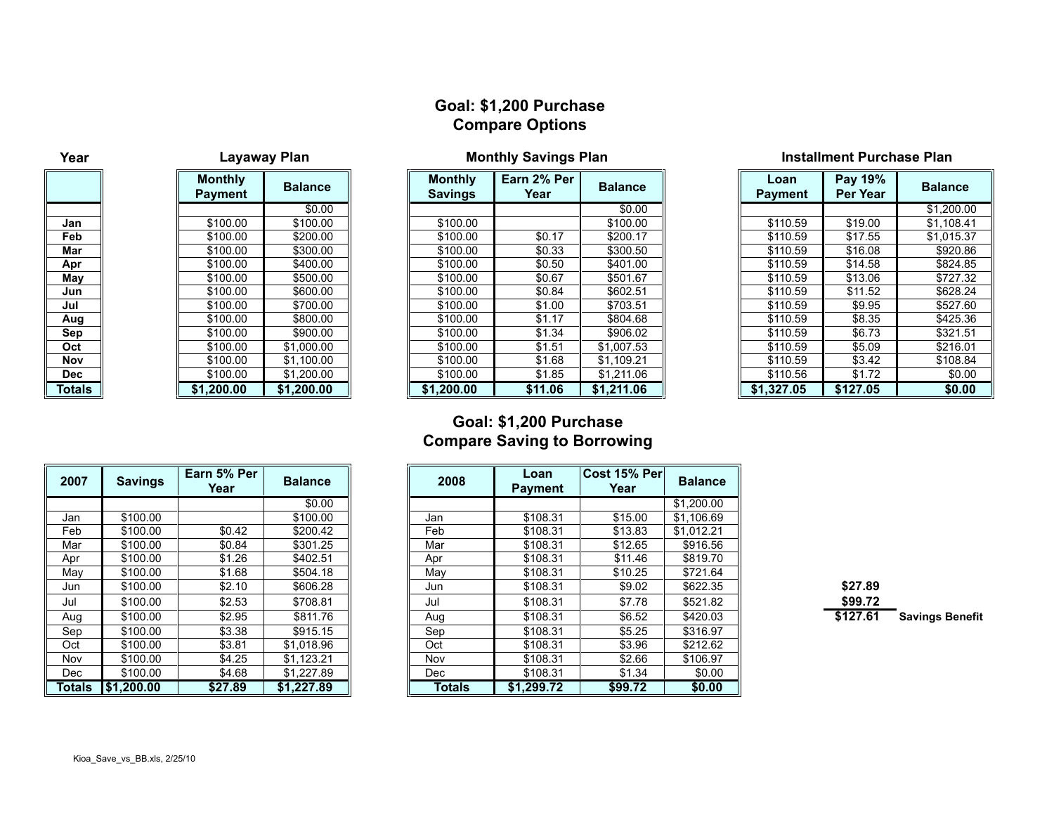## Goal: $1,200 Purchase
## Compare Options

| Year | Layaway Plan: Monthly Payment | Layaway Plan: Balance | Monthly Savings Plan: Monthly Savings | Monthly Savings Plan: Earn 2% Per Year | Monthly Savings Plan: Balance | Installment Purchase Plan: Loan Payment | Installment Purchase Plan: Pay 19% Per Year | Installment Purchase Plan: Balance |
|---|---|---|---|---|---|---|---|---|
| | | $0.00 | | | $0.00 | | | $1,200.00 |
| **Jan** | $100.00 | $100.00 | $100.00 | | $100.00 | $110.59 | $19.00 | $1,108.41 |
| **Feb** | $100.00 | $200.00 | $100.00 | $0.17 | $200.17 | $110.59 | $17.55 | $1,015.37 |
| **Mar** | $100.00 | $300.00 | $100.00 | $0.33 | $300.50 | $110.59 | $16.08 | $920.86 |
| **Apr** | $100.00 | $400.00 | $100.00 | $0.50 | $401.00 | $110.59 | $14.58 | $824.85 |
| **May** | $100.00 | $500.00 | $100.00 | $0.67 | $501.67 | $110.59 | $13.06 | $727.32 |
| **Jun** | $100.00 | $600.00 | $100.00 | $0.84 | $602.51 | $110.59 | $11.52 | $628.24 |
| **Jul** | $100.00 | $700.00 | $100.00 | $1.00 | $703.51 | $110.59 | $9.95 | $527.60 |
| **Aug** | $100.00 | $800.00 | $100.00 | $1.17 | $804.68 | $110.59 | $8.35 | $425.36 |
| **Sep** | $100.00 | $900.00 | $100.00 | $1.34 | $906.02 | $110.59 | $6.73 | $321.51 |
| **Oct** | $100.00 | $1,000.00 | $100.00 | $1.51 | $1,007.53 | $110.59 | $5.09 | $216.01 |
| **Nov** | $100.00 | $1,100.00 | $100.00 | $1.68 | $1,109.21 | $110.59 | $3.42 | $108.84 |
| **Dec** | $100.00 | $1,200.00 | $100.00 | $1.85 | $1,211.06 | $110.56 | $1.72 | $0.00 |
| **Totals** | **$1,200.00** | **$1,200.00** | **$1,200.00** | **$11.06** | **$1,211.06** | **$1,327.05** | **$127.05** | **$0.00** |

## Goal: $1,200 Purchase
## Compare Saving to Borrowing

| 2007 | Savings | Earn 5% Per Year | Balance |
|---|---|---|---|
| | | | $0.00 |
| Jan | $100.00 | | $100.00 |
| Feb | $100.00 | $0.42 | $200.42 |
| Mar | $100.00 | $0.84 | $301.25 |
| Apr | $100.00 | $1.26 | $402.51 |
| May | $100.00 | $1.68 | $504.18 |
| Jun | $100.00 | $2.10 | $606.28 |
| Jul | $100.00 | $2.53 | $708.81 |
| Aug | $100.00 | $2.95 | $811.76 |
| Sep | $100.00 | $3.38 | $915.15 |
| Oct | $100.00 | $3.81 | $1,018.96 |
| Nov | $100.00 | $4.25 | $1,123.21 |
| Dec | $100.00 | $4.68 | $1,227.89 |
| **Totals** | **$1,200.00** | **$27.89** | **$1,227.89** |

| 2008 | Loan Payment | Cost 15% Per Year | Balance |
|---|---|---|---|
| | | | $1,200.00 |
| Jan | $108.31 | $15.00 | $1,106.69 |
| Feb | $108.31 | $13.83 | $1,012.21 |
| Mar | $108.31 | $12.65 | $916.56 |
| Apr | $108.31 | $11.46 | $819.70 |
| May | $108.31 | $10.25 | $721.64 |
| Jun | $108.31 | $9.02 | $622.35 |
| Jul | $108.31 | $7.78 | $521.82 |
| Aug | $108.31 | $6.52 | $420.03 |
| Sep | $108.31 | $5.25 | $316.97 |
| Oct | $108.31 | $3.96 | $212.62 |
| Nov | $108.31 | $2.66 | $106.97 |
| Dec | $108.31 | $1.34 | $0.00 |
| **Totals** | **$1,299.72** | **$99.72** | **$0.00** |

**$27.89**
**$99.72**
**$127.61** **Savings Benefit**

Kioa_Save_vs_BB.xls, 2/25/10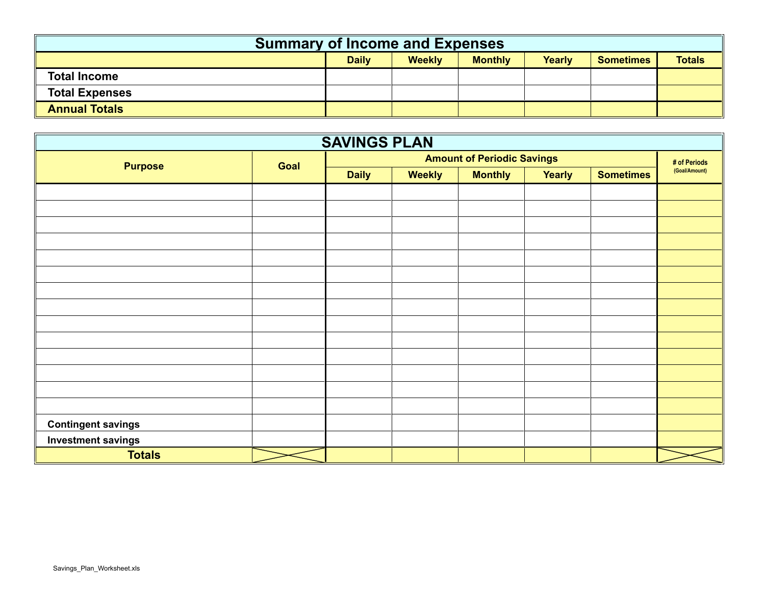## Summary of Income and Expenses

| | Daily | Weekly | Monthly | Yearly | Sometimes | Totals |
|---|---|---|---|---|---|---|
| **Total Income** | | | | | | |
| **Total Expenses** | | | | | | |
| **Annual Totals** | | | | | | |

## SAVINGS PLAN

| Purpose | Goal | Amount of Periodic Savings | | | | | # of Periods (Goal/Amount) |
|---|---|---|---|---|---|---|---|
| | | Daily | Weekly | Monthly | Yearly | Sometimes | |
| | | | | | | | |
| | | | | | | | |
| | | | | | | | |
| | | | | | | | |
| | | | | | | | |
| | | | | | | | |
| | | | | | | | |
| | | | | | | | |
| | | | | | | | |
| | | | | | | | |
| | | | | | | | |
| | | | | | | | |
| | | | | | | | |
| | | | | | | | |
| **Contingent savings** | | | | | | | |
| **Investment savings** | | | | | | | |
| **Totals** | | | | | | | |

Savings_Plan_Worksheet.xls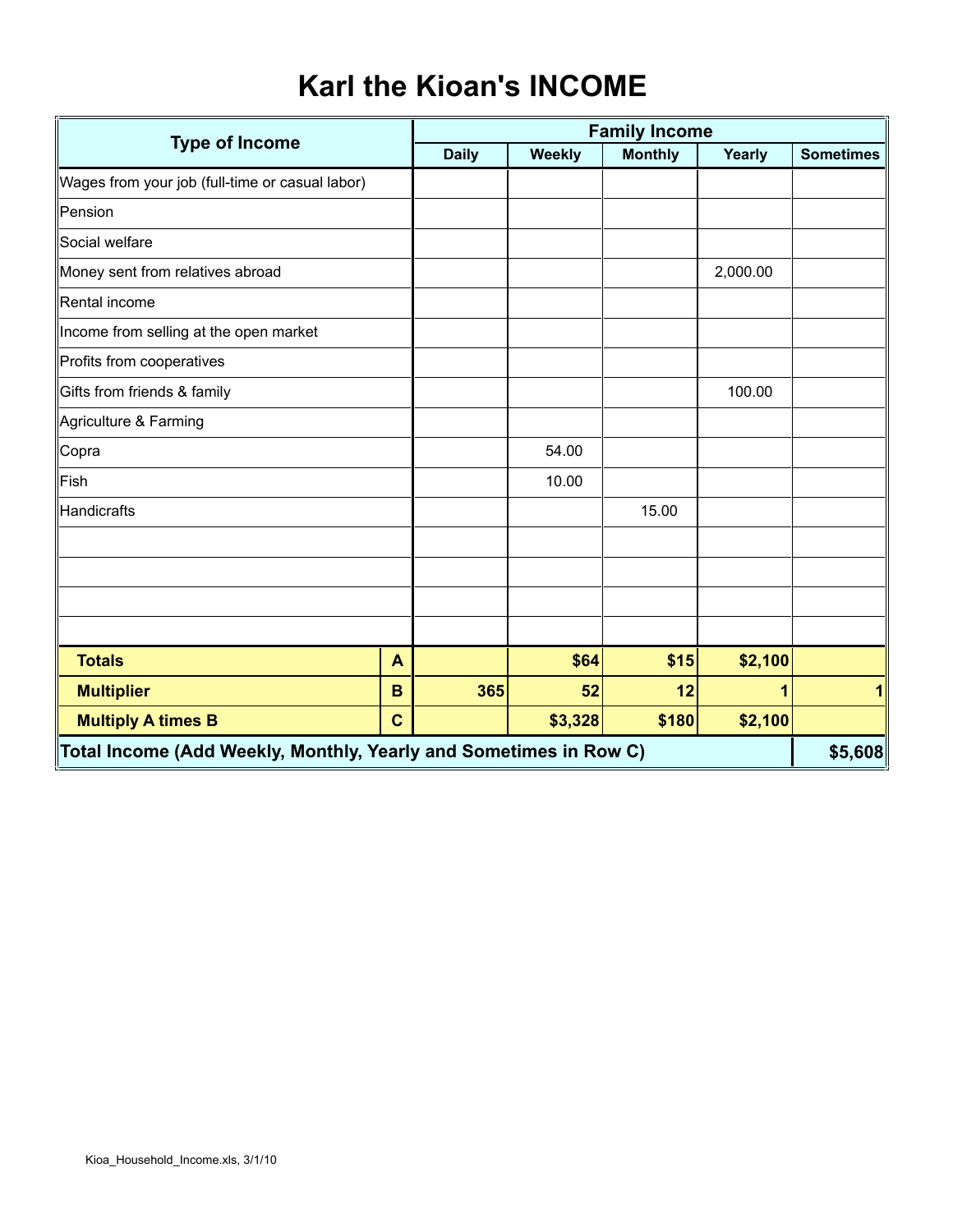# Karl the Kioan's INCOME

| Type of Income | | Family Income | | | | |
|---|---|---|---|---|---|---|
| | | Daily | Weekly | Monthly | Yearly | Sometimes |
| Wages from your job (full-time or casual labor) | | | | | | |
| Pension | | | | | | |
| Social welfare | | | | | | |
| Money sent from relatives abroad | | | | | 2,000.00 | |
| Rental income | | | | | | |
| Income from selling at the open market | | | | | | |
| Profits from cooperatives | | | | | | |
| Gifts from friends & family | | | | | 100.00 | |
| Agriculture & Farming | | | | | | |
| Copra | | | 54.00 | | | |
| Fish | | | 10.00 | | | |
| Handicrafts | | | | 15.00 | | |
| | | | | | | |
| | | | | | | |
| | | | | | | |
| | | | | | | |
| **Totals** | **A** | | **$64** | **$15** | **$2,100** | |
| **Multiplier** | **B** | **365** | **52** | **12** | **1** | **1** |
| **Multiply A times B** | **C** | | **$3,328** | **$180** | **$2,100** | |
| **Total Income (Add Weekly, Monthly, Yearly and Sometimes in Row C)** | | | | | | **$5,608** |

Kioa_Household_Income.xls, 3/1/10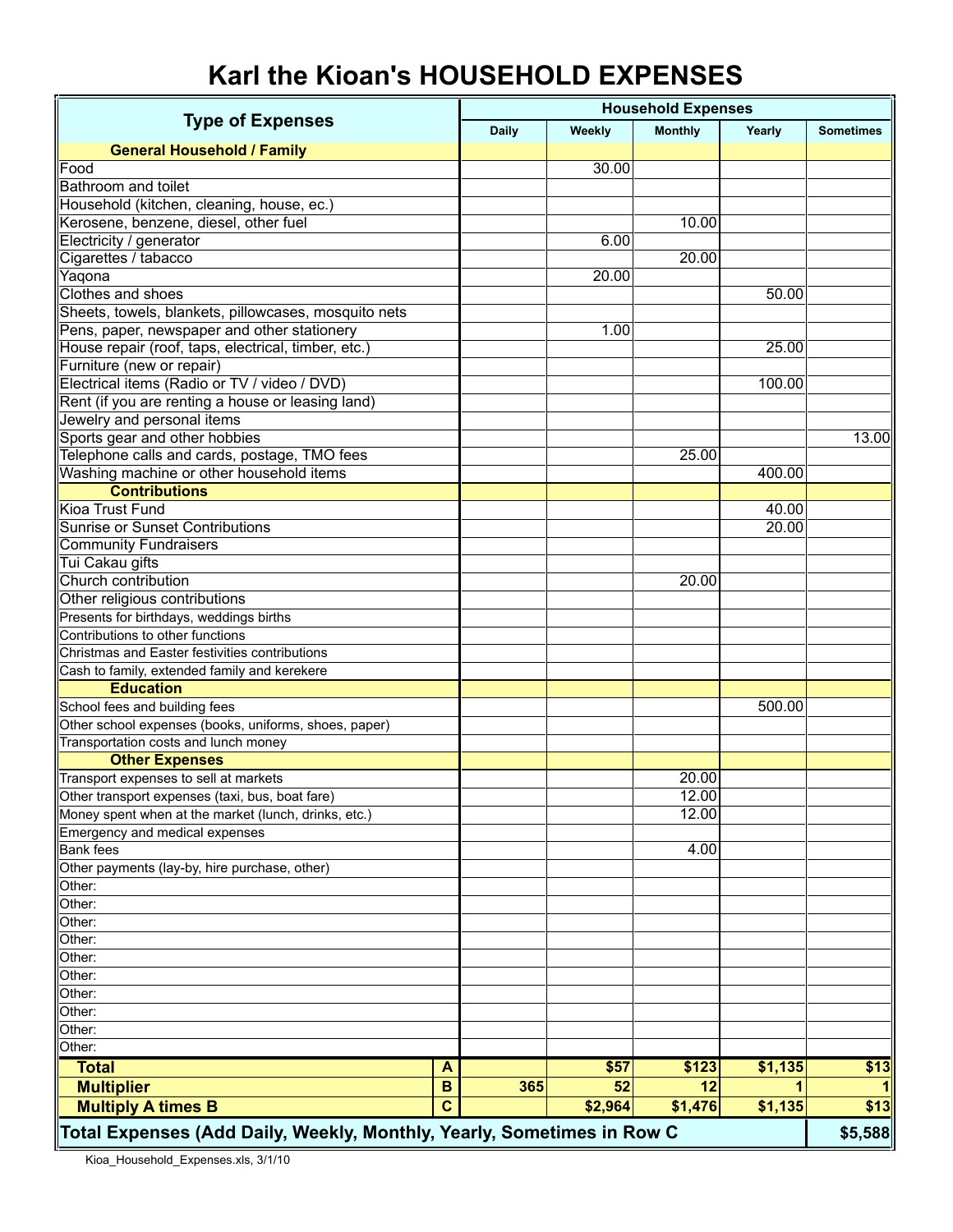# Karl the Kioan's HOUSEHOLD EXPENSES

| Type of Expenses | | Household Expenses | | | | |
|---|---|---|---|---|---|---|
| | | Daily | Weekly | Monthly | Yearly | Sometimes |
| **General Household / Family** | | | | | | |
| Food | | | 30.00 | | | |
| Bathroom and toilet | | | | | | |
| Household (kitchen, cleaning, house, ec.) | | | | | | |
| Kerosene, benzene, diesel, other fuel | | | | 10.00 | | |
| Electricity / generator | | | 6.00 | | | |
| Cigarettes / tabacco | | | | 20.00 | | |
| Yaqona | | | 20.00 | | | |
| Clothes and shoes | | | | | 50.00 | |
| Sheets, towels, blankets, pillowcases, mosquito nets | | | | | | |
| Pens, paper, newspaper and other stationery | | | 1.00 | | | |
| House repair (roof, taps, electrical, timber, etc.) | | | | | 25.00 | |
| Furniture (new or repair) | | | | | | |
| Electrical items (Radio or TV / video / DVD) | | | | | 100.00 | |
| Rent (if you are renting a house or leasing land) | | | | | | |
| Jewelry and personal items | | | | | | |
| Sports gear and other hobbies | | | | | | 13.00 |
| Telephone calls and cards, postage, TMO fees | | | | 25.00 | | |
| Washing machine or other household items | | | | | 400.00 | |
| **Contributions** | | | | | | |
| Kioa Trust Fund | | | | | 40.00 | |
| Sunrise or Sunset Contributions | | | | | 20.00 | |
| Community Fundraisers | | | | | | |
| Tui Cakau gifts | | | | | | |
| Church contribution | | | | 20.00 | | |
| Other religious contributions | | | | | | |
| Presents for birthdays, weddings births | | | | | | |
| Contributions to other functions | | | | | | |
| Christmas and Easter festivities contributions | | | | | | |
| Cash to family, extended family and kerekere | | | | | | |
| **Education** | | | | | | |
| School fees and building fees | | | | | 500.00 | |
| Other school expenses (books, uniforms, shoes, paper) | | | | | | |
| Transportation costs and lunch money | | | | | | |
| **Other Expenses** | | | | | | |
| Transport expenses to sell at markets | | | | 20.00 | | |
| Other transport expenses (taxi, bus, boat fare) | | | | 12.00 | | |
| Money spent when at the market (lunch, drinks, etc.) | | | | 12.00 | | |
| Emergency and medical expenses | | | | | | |
| Bank fees | | | | 4.00 | | |
| Other payments (lay-by, hire purchase, other) | | | | | | |
| Other: | | | | | | |
| Other: | | | | | | |
| Other: | | | | | | |
| Other: | | | | | | |
| Other: | | | | | | |
| Other: | | | | | | |
| Other: | | | | | | |
| Other: | | | | | | |
| Other: | | | | | | |
| Other: | | | | | | |
| **Total** | **A** | | **$57** | **$123** | **$1,135** | **$13** |
| **Multiplier** | **B** | **365** | **52** | **12** | **1** | **1** |
| **Multiply A times B** | **C** | | **$2,964** | **$1,476** | **$1,135** | **$13** |
| **Total Expenses (Add Daily, Weekly, Monthly, Yearly, Sometimes in Row C** | | | | | | **$5,588** |

Kioa_Household_Expenses.xls, 3/1/10